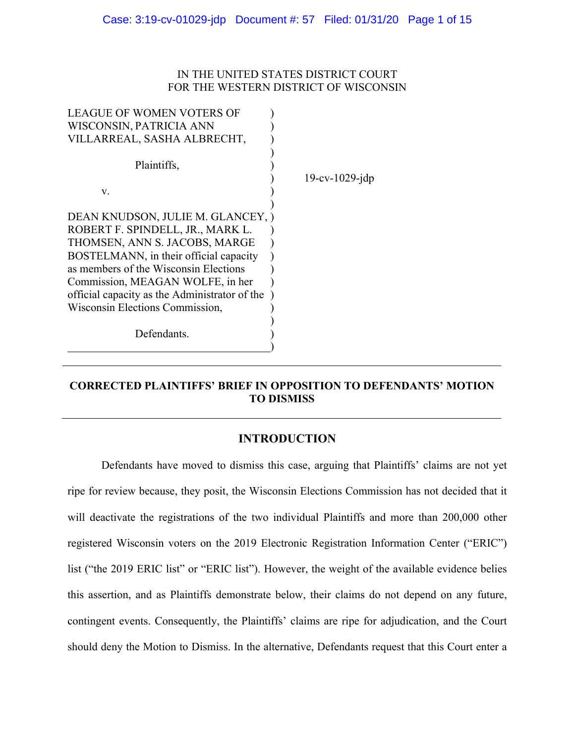IN THE UNITED STATES DISTRICT COURT
FOR THE WESTERN DISTRICT OF WISCONSIN

LEAGUE OF WOMEN VOTERS OF WISCONSIN, PATRICIA ANN VILLARREAL, SASHA ALBRECHT,

Plaintiffs,

v.

DEAN KNUDSON, JULIE M. GLANCEY, ROBERT F. SPINDELL, JR., MARK L. THOMSEN, ANN S. JACOBS, MARGE BOSTELMANN, in their official capacity as members of the Wisconsin Elections Commission, MEAGAN WOLFE, in her official capacity as the Administrator of the Wisconsin Elections Commission,

Defendants.

19-cv-1029-jdp

---

**CORRECTED PLAINTIFFS' BRIEF IN OPPOSITION TO DEFENDANTS' MOTION TO DISMISS**

---

## INTRODUCTION

Defendants have moved to dismiss this case, arguing that Plaintiffs' claims are not yet ripe for review because, they posit, the Wisconsin Elections Commission has not decided that it will deactivate the registrations of the two individual Plaintiffs and more than 200,000 other registered Wisconsin voters on the 2019 Electronic Registration Information Center ("ERIC") list ("the 2019 ERIC list" or "ERIC list"). However, the weight of the available evidence belies this assertion, and as Plaintiffs demonstrate below, their claims do not depend on any future, contingent events. Consequently, the Plaintiffs' claims are ripe for adjudication, and the Court should deny the Motion to Dismiss. In the alternative, Defendants request that this Court enter a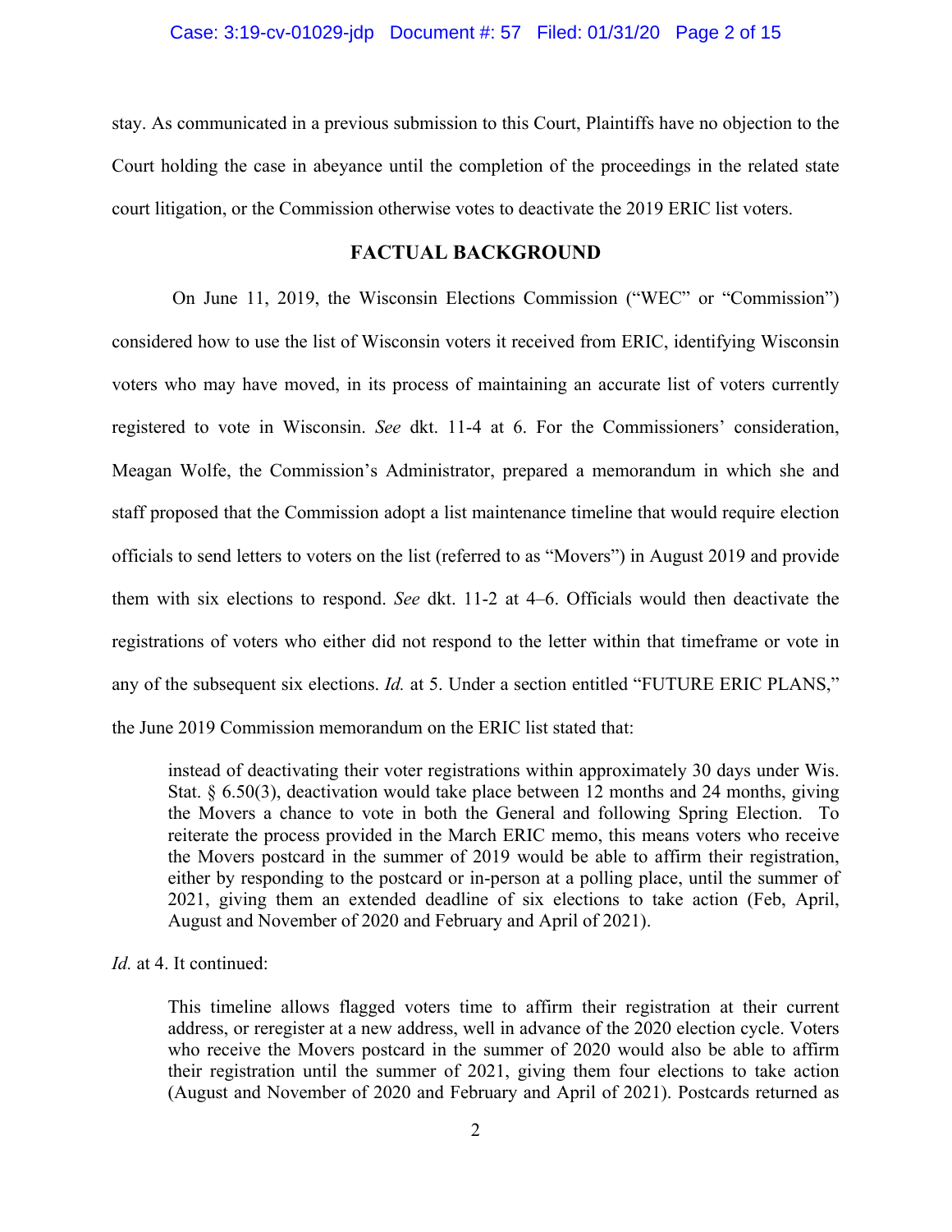stay. As communicated in a previous submission to this Court, Plaintiffs have no objection to the Court holding the case in abeyance until the completion of the proceedings in the related state court litigation, or the Commission otherwise votes to deactivate the 2019 ERIC list voters.

## FACTUAL BACKGROUND

On June 11, 2019, the Wisconsin Elections Commission ("WEC" or "Commission") considered how to use the list of Wisconsin voters it received from ERIC, identifying Wisconsin voters who may have moved, in its process of maintaining an accurate list of voters currently registered to vote in Wisconsin. *See* dkt. 11-4 at 6. For the Commissioners' consideration, Meagan Wolfe, the Commission's Administrator, prepared a memorandum in which she and staff proposed that the Commission adopt a list maintenance timeline that would require election officials to send letters to voters on the list (referred to as "Movers") in August 2019 and provide them with six elections to respond. *See* dkt. 11-2 at 4–6. Officials would then deactivate the registrations of voters who either did not respond to the letter within that timeframe or vote in any of the subsequent six elections. *Id.* at 5. Under a section entitled "FUTURE ERIC PLANS," the June 2019 Commission memorandum on the ERIC list stated that:

> instead of deactivating their voter registrations within approximately 30 days under Wis. Stat. § 6.50(3), deactivation would take place between 12 months and 24 months, giving the Movers a chance to vote in both the General and following Spring Election. To reiterate the process provided in the March ERIC memo, this means voters who receive the Movers postcard in the summer of 2019 would be able to affirm their registration, either by responding to the postcard or in-person at a polling place, until the summer of 2021, giving them an extended deadline of six elections to take action (Feb, April, August and November of 2020 and February and April of 2021).

*Id.* at 4. It continued:

> This timeline allows flagged voters time to affirm their registration at their current address, or reregister at a new address, well in advance of the 2020 election cycle. Voters who receive the Movers postcard in the summer of 2020 would also be able to affirm their registration until the summer of 2021, giving them four elections to take action (August and November of 2020 and February and April of 2021). Postcards returned as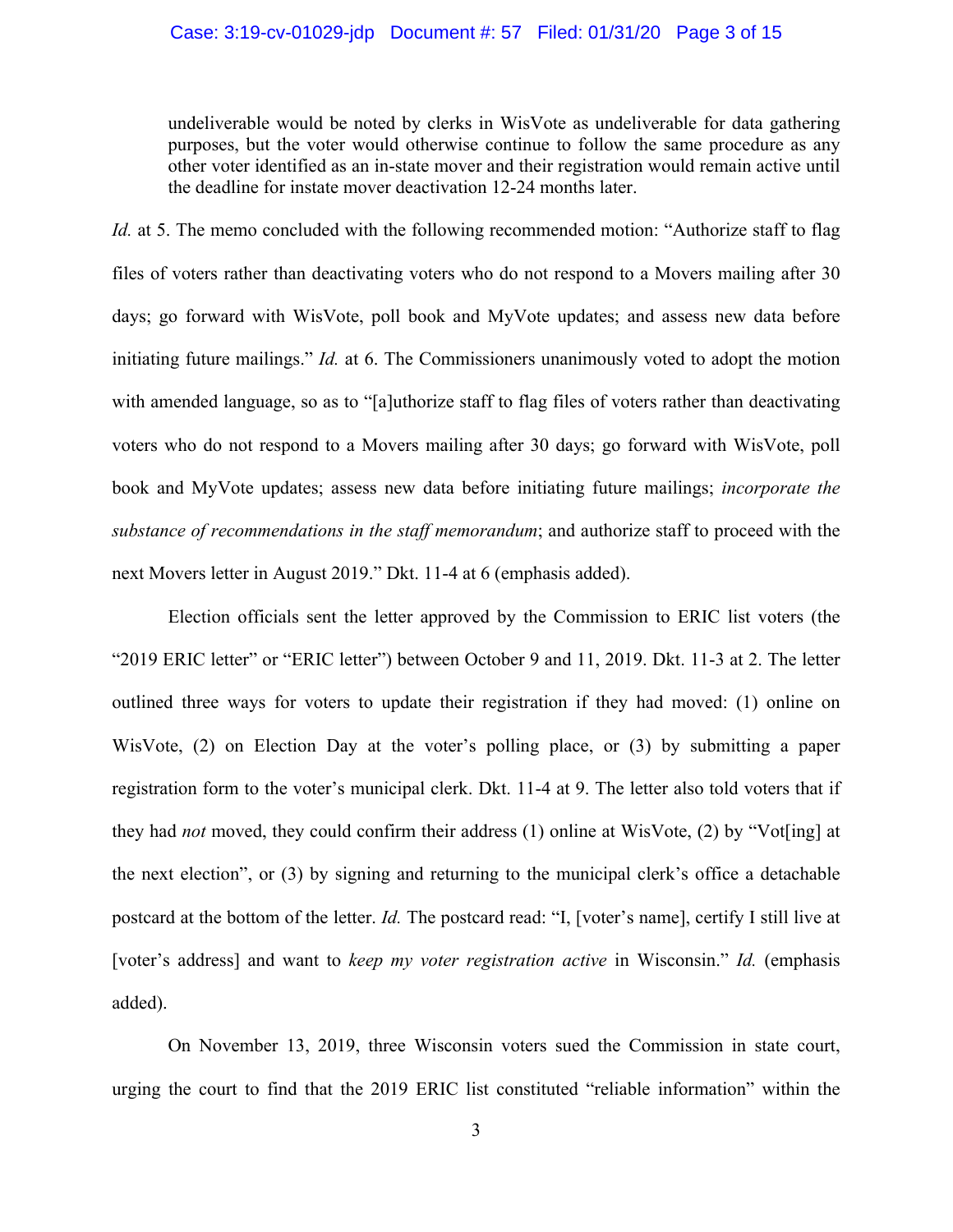> undeliverable would be noted by clerks in WisVote as undeliverable for data gathering purposes, but the voter would otherwise continue to follow the same procedure as any other voter identified as an in-state mover and their registration would remain active until the deadline for instate mover deactivation 12-24 months later.

*Id.* at 5. The memo concluded with the following recommended motion: "Authorize staff to flag files of voters rather than deactivating voters who do not respond to a Movers mailing after 30 days; go forward with WisVote, poll book and MyVote updates; and assess new data before initiating future mailings." *Id.* at 6. The Commissioners unanimously voted to adopt the motion with amended language, so as to "[a]uthorize staff to flag files of voters rather than deactivating voters who do not respond to a Movers mailing after 30 days; go forward with WisVote, poll book and MyVote updates; assess new data before initiating future mailings; *incorporate the substance of recommendations in the staff memorandum*; and authorize staff to proceed with the next Movers letter in August 2019." Dkt. 11-4 at 6 (emphasis added).

Election officials sent the letter approved by the Commission to ERIC list voters (the "2019 ERIC letter" or "ERIC letter") between October 9 and 11, 2019. Dkt. 11-3 at 2. The letter outlined three ways for voters to update their registration if they had moved: (1) online on WisVote, (2) on Election Day at the voter's polling place, or (3) by submitting a paper registration form to the voter's municipal clerk. Dkt. 11-4 at 9. The letter also told voters that if they had *not* moved, they could confirm their address (1) online at WisVote, (2) by "Vot[ing] at the next election", or (3) by signing and returning to the municipal clerk's office a detachable postcard at the bottom of the letter. *Id.* The postcard read: "I, [voter's name], certify I still live at [voter's address] and want to *keep my voter registration active* in Wisconsin." *Id.* (emphasis added).

On November 13, 2019, three Wisconsin voters sued the Commission in state court, urging the court to find that the 2019 ERIC list constituted "reliable information" within the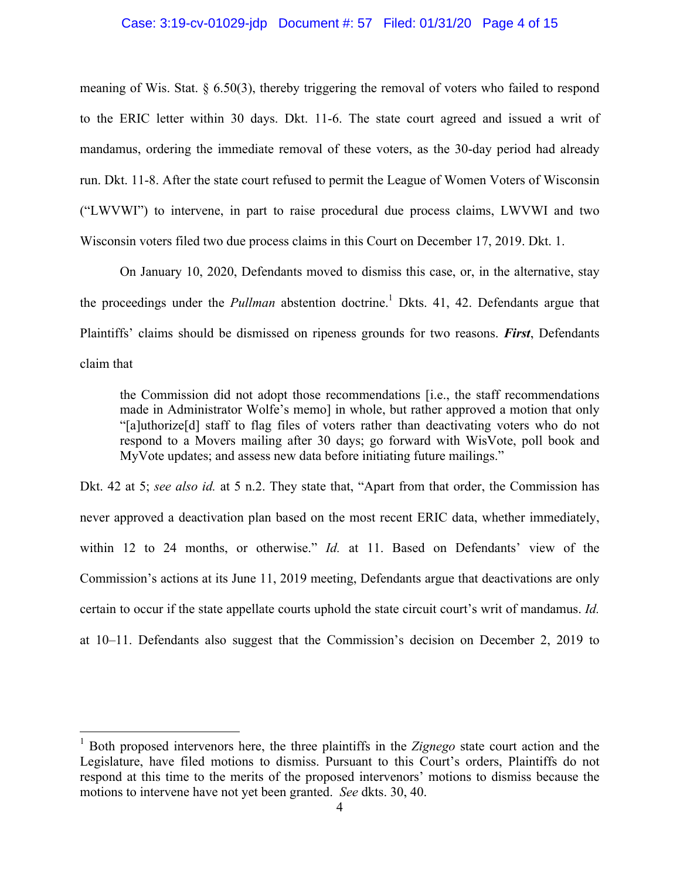meaning of Wis. Stat. § 6.50(3), thereby triggering the removal of voters who failed to respond to the ERIC letter within 30 days. Dkt. 11-6. The state court agreed and issued a writ of mandamus, ordering the immediate removal of these voters, as the 30-day period had already run. Dkt. 11-8. After the state court refused to permit the League of Women Voters of Wisconsin ("LWVWI") to intervene, in part to raise procedural due process claims, LWVWI and two Wisconsin voters filed two due process claims in this Court on December 17, 2019. Dkt. 1.

On January 10, 2020, Defendants moved to dismiss this case, or, in the alternative, stay the proceedings under the *Pullman* abstention doctrine.[1] Dkts. 41, 42. Defendants argue that Plaintiffs' claims should be dismissed on ripeness grounds for two reasons. ***First***, Defendants claim that

> the Commission did not adopt those recommendations [i.e., the staff recommendations made in Administrator Wolfe's memo] in whole, but rather approved a motion that only "[a]uthorize[d] staff to flag files of voters rather than deactivating voters who do not respond to a Movers mailing after 30 days; go forward with WisVote, poll book and MyVote updates; and assess new data before initiating future mailings."

Dkt. 42 at 5; *see also id.* at 5 n.2. They state that, "Apart from that order, the Commission has never approved a deactivation plan based on the most recent ERIC data, whether immediately, within 12 to 24 months, or otherwise." *Id.* at 11. Based on Defendants' view of the Commission's actions at its June 11, 2019 meeting, Defendants argue that deactivations are only certain to occur if the state appellate courts uphold the state circuit court's writ of mandamus. *Id.* at 10–11. Defendants also suggest that the Commission's decision on December 2, 2019 to

[1] Both proposed intervenors here, the three plaintiffs in the *Zignego* state court action and the Legislature, have filed motions to dismiss. Pursuant to this Court's orders, Plaintiffs do not respond at this time to the merits of the proposed intervenors' motions to dismiss because the motions to intervene have not yet been granted. *See* dkts. 30, 40.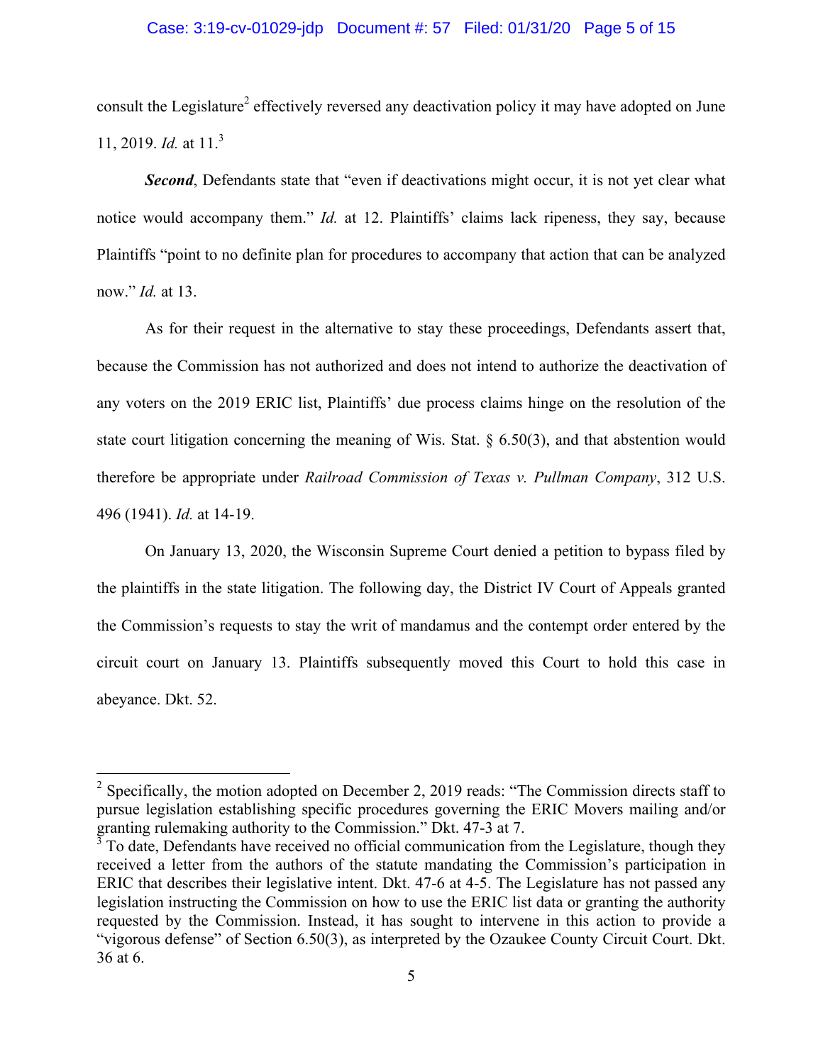consult the Legislature[2] effectively reversed any deactivation policy it may have adopted on June 11, 2019. *Id.* at 11.[3]

***Second***, Defendants state that "even if deactivations might occur, it is not yet clear what notice would accompany them." *Id.* at 12. Plaintiffs' claims lack ripeness, they say, because Plaintiffs "point to no definite plan for procedures to accompany that action that can be analyzed now." *Id.* at 13.

As for their request in the alternative to stay these proceedings, Defendants assert that, because the Commission has not authorized and does not intend to authorize the deactivation of any voters on the 2019 ERIC list, Plaintiffs' due process claims hinge on the resolution of the state court litigation concerning the meaning of Wis. Stat. § 6.50(3), and that abstention would therefore be appropriate under *Railroad Commission of Texas v. Pullman Company*, 312 U.S. 496 (1941). *Id.* at 14-19.

On January 13, 2020, the Wisconsin Supreme Court denied a petition to bypass filed by the plaintiffs in the state litigation. The following day, the District IV Court of Appeals granted the Commission's requests to stay the writ of mandamus and the contempt order entered by the circuit court on January 13. Plaintiffs subsequently moved this Court to hold this case in abeyance. Dkt. 52.

---

[2] Specifically, the motion adopted on December 2, 2019 reads: "The Commission directs staff to pursue legislation establishing specific procedures governing the ERIC Movers mailing and/or granting rulemaking authority to the Commission." Dkt. 47-3 at 7.

[3] To date, Defendants have received no official communication from the Legislature, though they received a letter from the authors of the statute mandating the Commission's participation in ERIC that describes their legislative intent. Dkt. 47-6 at 4-5. The Legislature has not passed any legislation instructing the Commission on how to use the ERIC list data or granting the authority requested by the Commission. Instead, it has sought to intervene in this action to provide a "vigorous defense" of Section 6.50(3), as interpreted by the Ozaukee County Circuit Court. Dkt. 36 at 6.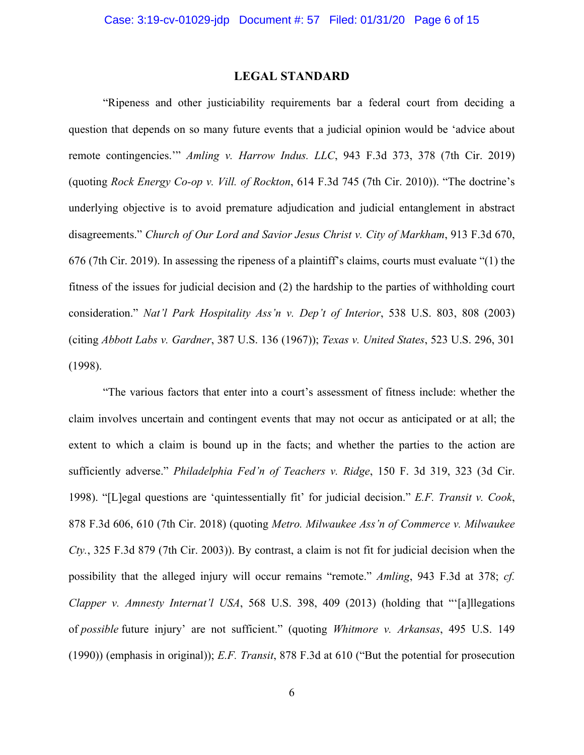## LEGAL STANDARD

"Ripeness and other justiciability requirements bar a federal court from deciding a question that depends on so many future events that a judicial opinion would be 'advice about remote contingencies.'" *Amling v. Harrow Indus. LLC*, 943 F.3d 373, 378 (7th Cir. 2019) (quoting *Rock Energy Co-op v. Vill. of Rockton*, 614 F.3d 745 (7th Cir. 2010)). "The doctrine's underlying objective is to avoid premature adjudication and judicial entanglement in abstract disagreements." *Church of Our Lord and Savior Jesus Christ v. City of Markham*, 913 F.3d 670, 676 (7th Cir. 2019). In assessing the ripeness of a plaintiff's claims, courts must evaluate "(1) the fitness of the issues for judicial decision and (2) the hardship to the parties of withholding court consideration." *Nat'l Park Hospitality Ass'n v. Dep't of Interior*, 538 U.S. 803, 808 (2003) (citing *Abbott Labs v. Gardner*, 387 U.S. 136 (1967)); *Texas v. United States*, 523 U.S. 296, 301 (1998).

"The various factors that enter into a court's assessment of fitness include: whether the claim involves uncertain and contingent events that may not occur as anticipated or at all; the extent to which a claim is bound up in the facts; and whether the parties to the action are sufficiently adverse." *Philadelphia Fed'n of Teachers v. Ridge*, 150 F. 3d 319, 323 (3d Cir. 1998). "[L]egal questions are 'quintessentially fit' for judicial decision." *E.F. Transit v. Cook*, 878 F.3d 606, 610 (7th Cir. 2018) (quoting *Metro. Milwaukee Ass'n of Commerce v. Milwaukee Cty.*, 325 F.3d 879 (7th Cir. 2003)). By contrast, a claim is not fit for judicial decision when the possibility that the alleged injury will occur remains "remote." *Amling*, 943 F.3d at 378; *cf. Clapper v. Amnesty Internat'l USA*, 568 U.S. 398, 409 (2013) (holding that "'[a]llegations of *possible* future injury' are not sufficient." (quoting *Whitmore v. Arkansas*, 495 U.S. 149 (1990)) (emphasis in original)); *E.F. Transit*, 878 F.3d at 610 ("But the potential for prosecution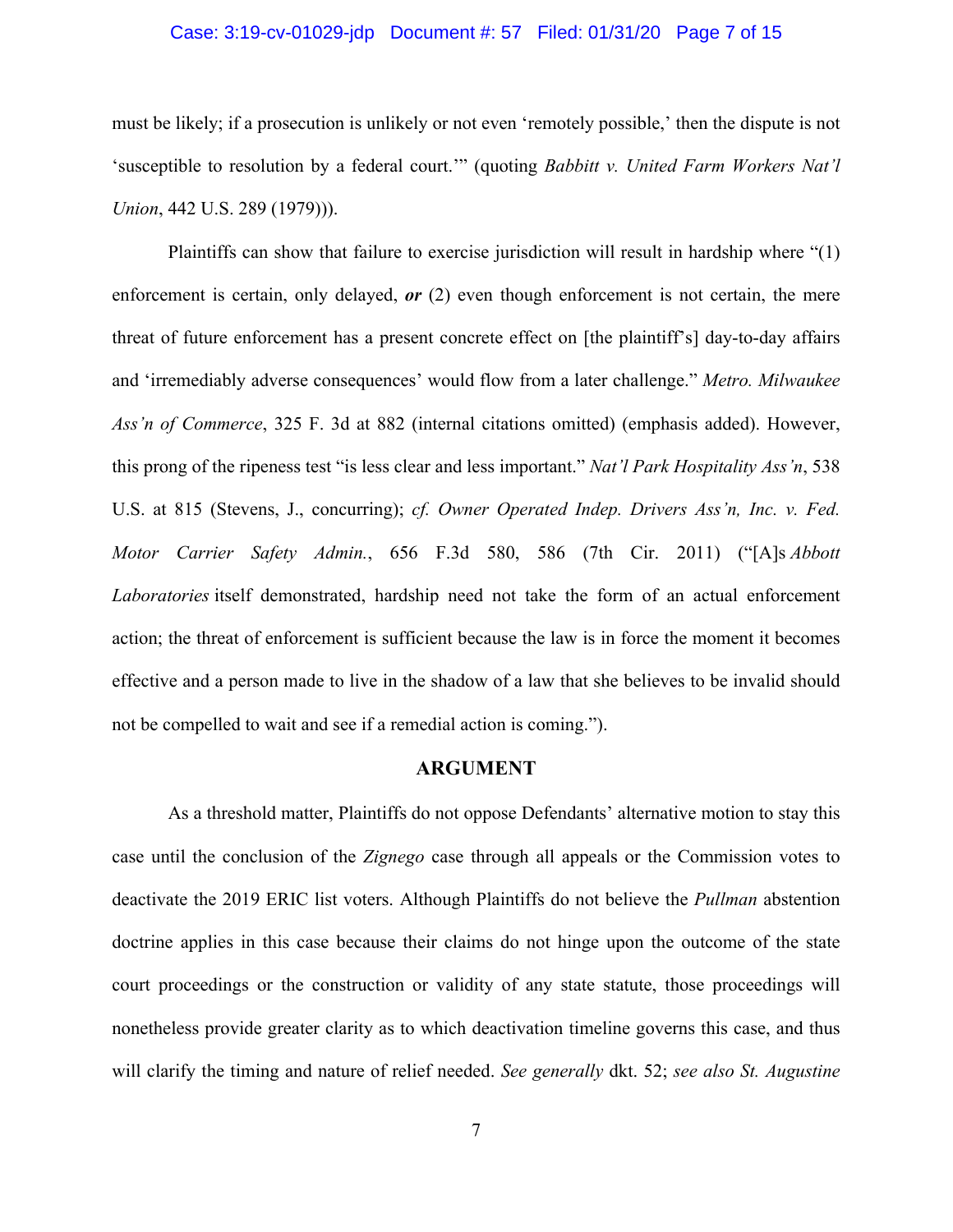must be likely; if a prosecution is unlikely or not even 'remotely possible,' then the dispute is not 'susceptible to resolution by a federal court.'" (quoting *Babbitt v. United Farm Workers Nat'l Union*, 442 U.S. 289 (1979))).

Plaintiffs can show that failure to exercise jurisdiction will result in hardship where "(1) enforcement is certain, only delayed, ***or*** (2) even though enforcement is not certain, the mere threat of future enforcement has a present concrete effect on [the plaintiff's] day-to-day affairs and 'irremediably adverse consequences' would flow from a later challenge." *Metro. Milwaukee Ass'n of Commerce*, 325 F. 3d at 882 (internal citations omitted) (emphasis added). However, this prong of the ripeness test "is less clear and less important." *Nat'l Park Hospitality Ass'n*, 538 U.S. at 815 (Stevens, J., concurring); *cf. Owner Operated Indep. Drivers Ass'n, Inc. v. Fed. Motor Carrier Safety Admin.*, 656 F.3d 580, 586 (7th Cir. 2011) ("[A]s *Abbott Laboratories* itself demonstrated, hardship need not take the form of an actual enforcement action; the threat of enforcement is sufficient because the law is in force the moment it becomes effective and a person made to live in the shadow of a law that she believes to be invalid should not be compelled to wait and see if a remedial action is coming.").

## ARGUMENT

As a threshold matter, Plaintiffs do not oppose Defendants' alternative motion to stay this case until the conclusion of the *Zignego* case through all appeals or the Commission votes to deactivate the 2019 ERIC list voters. Although Plaintiffs do not believe the *Pullman* abstention doctrine applies in this case because their claims do not hinge upon the outcome of the state court proceedings or the construction or validity of any state statute, those proceedings will nonetheless provide greater clarity as to which deactivation timeline governs this case, and thus will clarify the timing and nature of relief needed. *See generally* dkt. 52; *see also St. Augustine*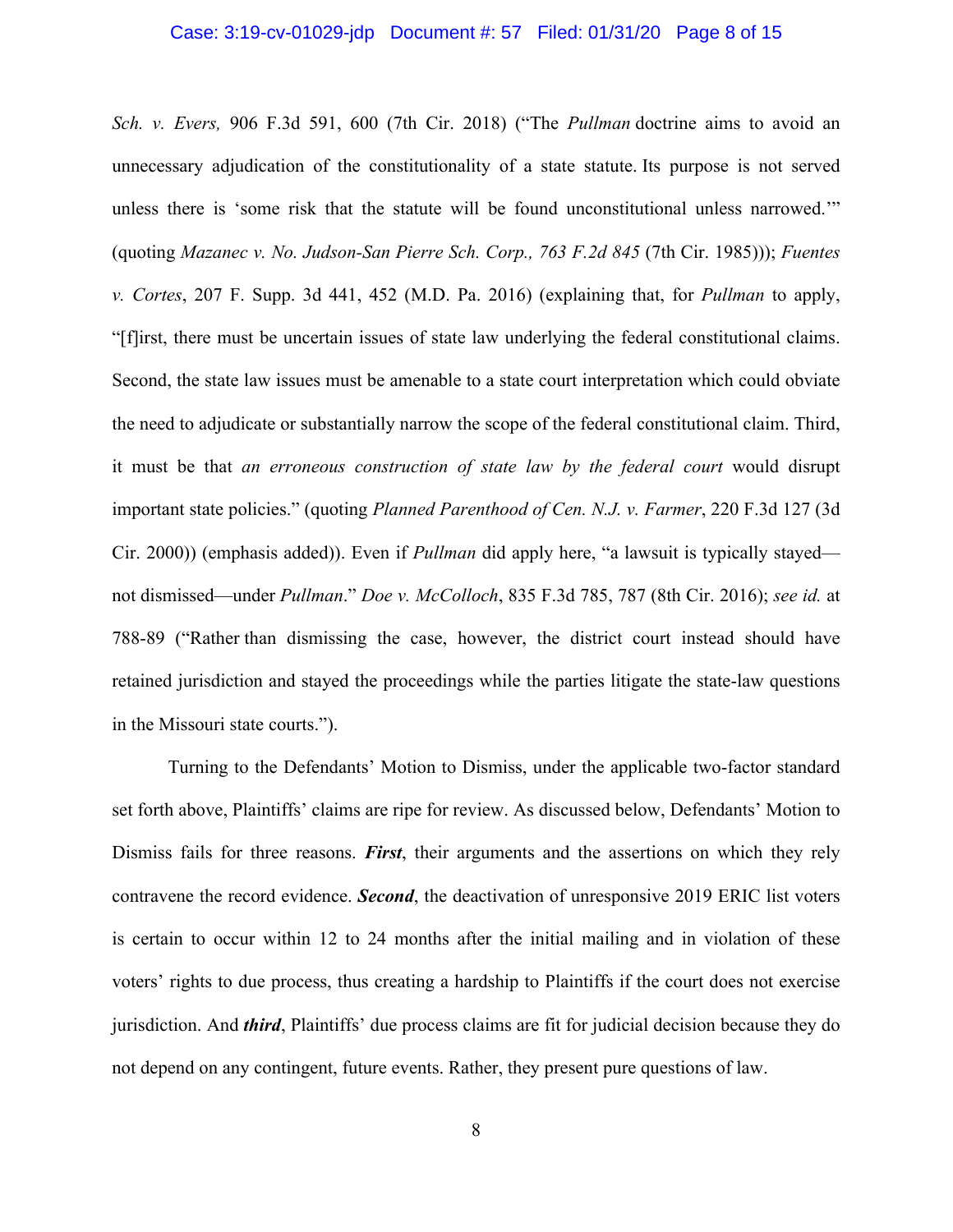*Sch. v. Evers,* 906 F.3d 591, 600 (7th Cir. 2018) ("The *Pullman* doctrine aims to avoid an unnecessary adjudication of the constitutionality of a state statute. Its purpose is not served unless there is 'some risk that the statute will be found unconstitutional unless narrowed.'" (quoting *Mazanec v. No. Judson-San Pierre Sch. Corp., 763 F.2d 845* (7th Cir. 1985))); *Fuentes v. Cortes*, 207 F. Supp. 3d 441, 452 (M.D. Pa. 2016) (explaining that, for *Pullman* to apply, "[f]irst, there must be uncertain issues of state law underlying the federal constitutional claims. Second, the state law issues must be amenable to a state court interpretation which could obviate the need to adjudicate or substantially narrow the scope of the federal constitutional claim. Third, it must be that *an erroneous construction of state law by the federal court* would disrupt important state policies." (quoting *Planned Parenthood of Cen. N.J. v. Farmer*, 220 F.3d 127 (3d Cir. 2000)) (emphasis added)). Even if *Pullman* did apply here, "a lawsuit is typically stayed—not dismissed—under *Pullman*." *Doe v. McColloch*, 835 F.3d 785, 787 (8th Cir. 2016); *see id.* at 788-89 ("Rather than dismissing the case, however, the district court instead should have retained jurisdiction and stayed the proceedings while the parties litigate the state-law questions in the Missouri state courts.").

Turning to the Defendants' Motion to Dismiss, under the applicable two-factor standard set forth above, Plaintiffs' claims are ripe for review. As discussed below, Defendants' Motion to Dismiss fails for three reasons. ***First***, their arguments and the assertions on which they rely contravene the record evidence. ***Second***, the deactivation of unresponsive 2019 ERIC list voters is certain to occur within 12 to 24 months after the initial mailing and in violation of these voters' rights to due process, thus creating a hardship to Plaintiffs if the court does not exercise jurisdiction. And ***third***, Plaintiffs' due process claims are fit for judicial decision because they do not depend on any contingent, future events. Rather, they present pure questions of law.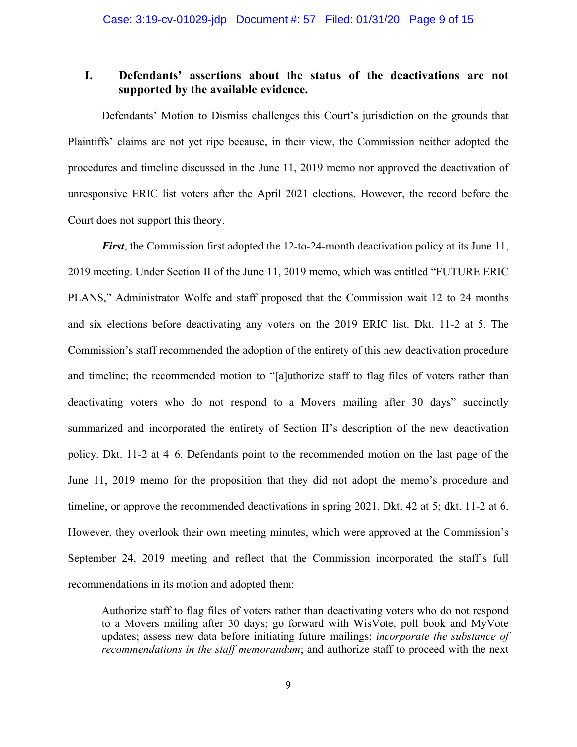## I. Defendants' assertions about the status of the deactivations are not supported by the available evidence.

Defendants' Motion to Dismiss challenges this Court's jurisdiction on the grounds that Plaintiffs' claims are not yet ripe because, in their view, the Commission neither adopted the procedures and timeline discussed in the June 11, 2019 memo nor approved the deactivation of unresponsive ERIC list voters after the April 2021 elections. However, the record before the Court does not support this theory.

***First***, the Commission first adopted the 12-to-24-month deactivation policy at its June 11, 2019 meeting. Under Section II of the June 11, 2019 memo, which was entitled "FUTURE ERIC PLANS," Administrator Wolfe and staff proposed that the Commission wait 12 to 24 months and six elections before deactivating any voters on the 2019 ERIC list. Dkt. 11-2 at 5. The Commission's staff recommended the adoption of the entirety of this new deactivation procedure and timeline; the recommended motion to "[a]uthorize staff to flag files of voters rather than deactivating voters who do not respond to a Movers mailing after 30 days" succinctly summarized and incorporated the entirety of Section II's description of the new deactivation policy. Dkt. 11-2 at 4–6. Defendants point to the recommended motion on the last page of the June 11, 2019 memo for the proposition that they did not adopt the memo's procedure and timeline, or approve the recommended deactivations in spring 2021. Dkt. 42 at 5; dkt. 11-2 at 6. However, they overlook their own meeting minutes, which were approved at the Commission's September 24, 2019 meeting and reflect that the Commission incorporated the staff's full recommendations in its motion and adopted them:

> Authorize staff to flag files of voters rather than deactivating voters who do not respond to a Movers mailing after 30 days; go forward with WisVote, poll book and MyVote updates; assess new data before initiating future mailings; *incorporate the substance of recommendations in the staff memorandum*; and authorize staff to proceed with the next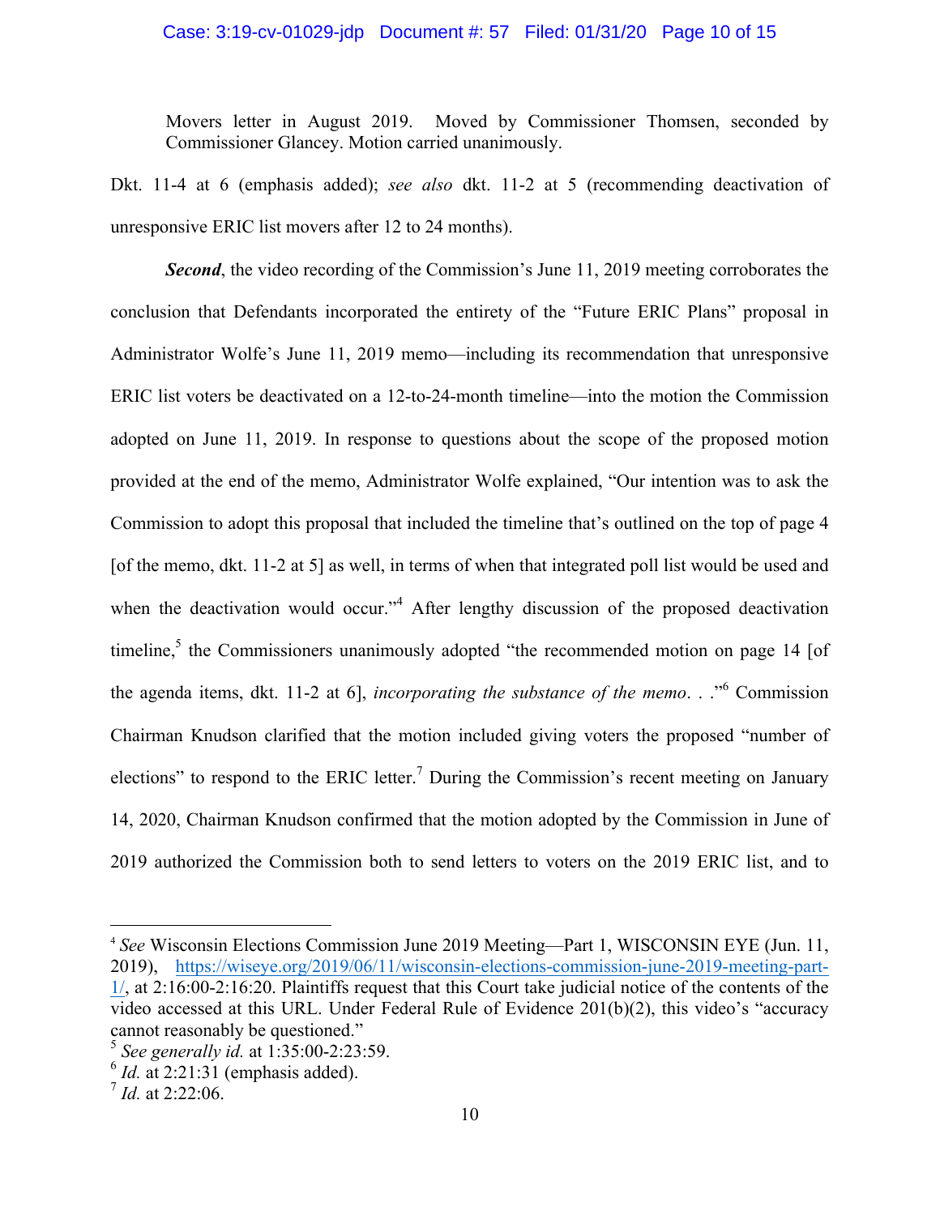> Movers letter in August 2019. Moved by Commissioner Thomsen, seconded by Commissioner Glancey. Motion carried unanimously.

Dkt. 11-4 at 6 (emphasis added); *see also* dkt. 11-2 at 5 (recommending deactivation of unresponsive ERIC list movers after 12 to 24 months).

***Second***, the video recording of the Commission's June 11, 2019 meeting corroborates the conclusion that Defendants incorporated the entirety of the "Future ERIC Plans" proposal in Administrator Wolfe's June 11, 2019 memo—including its recommendation that unresponsive ERIC list voters be deactivated on a 12-to-24-month timeline—into the motion the Commission adopted on June 11, 2019. In response to questions about the scope of the proposed motion provided at the end of the memo, Administrator Wolfe explained, "Our intention was to ask the Commission to adopt this proposal that included the timeline that's outlined on the top of page 4 [of the memo, dkt. 11-2 at 5] as well, in terms of when that integrated poll list would be used and when the deactivation would occur."[4] After lengthy discussion of the proposed deactivation timeline,[5] the Commissioners unanimously adopted "the recommended motion on page 14 [of the agenda items, dkt. 11-2 at 6], *incorporating the substance of the memo*. . ."[6] Commission Chairman Knudson clarified that the motion included giving voters the proposed "number of elections" to respond to the ERIC letter.[7] During the Commission's recent meeting on January 14, 2020, Chairman Knudson confirmed that the motion adopted by the Commission in June of 2019 authorized the Commission both to send letters to voters on the 2019 ERIC list, and to

---

[4] *See* Wisconsin Elections Commission June 2019 Meeting—Part 1, WISCONSIN EYE (Jun. 11, 2019), https://wiseye.org/2019/06/11/wisconsin-elections-commission-june-2019-meeting-part-1/, at 2:16:00-2:16:20. Plaintiffs request that this Court take judicial notice of the contents of the video accessed at this URL. Under Federal Rule of Evidence 201(b)(2), this video's "accuracy cannot reasonably be questioned."

[5] *See generally id.* at 1:35:00-2:23:59.

[6] *Id.* at 2:21:31 (emphasis added).

[7] *Id.* at 2:22:06.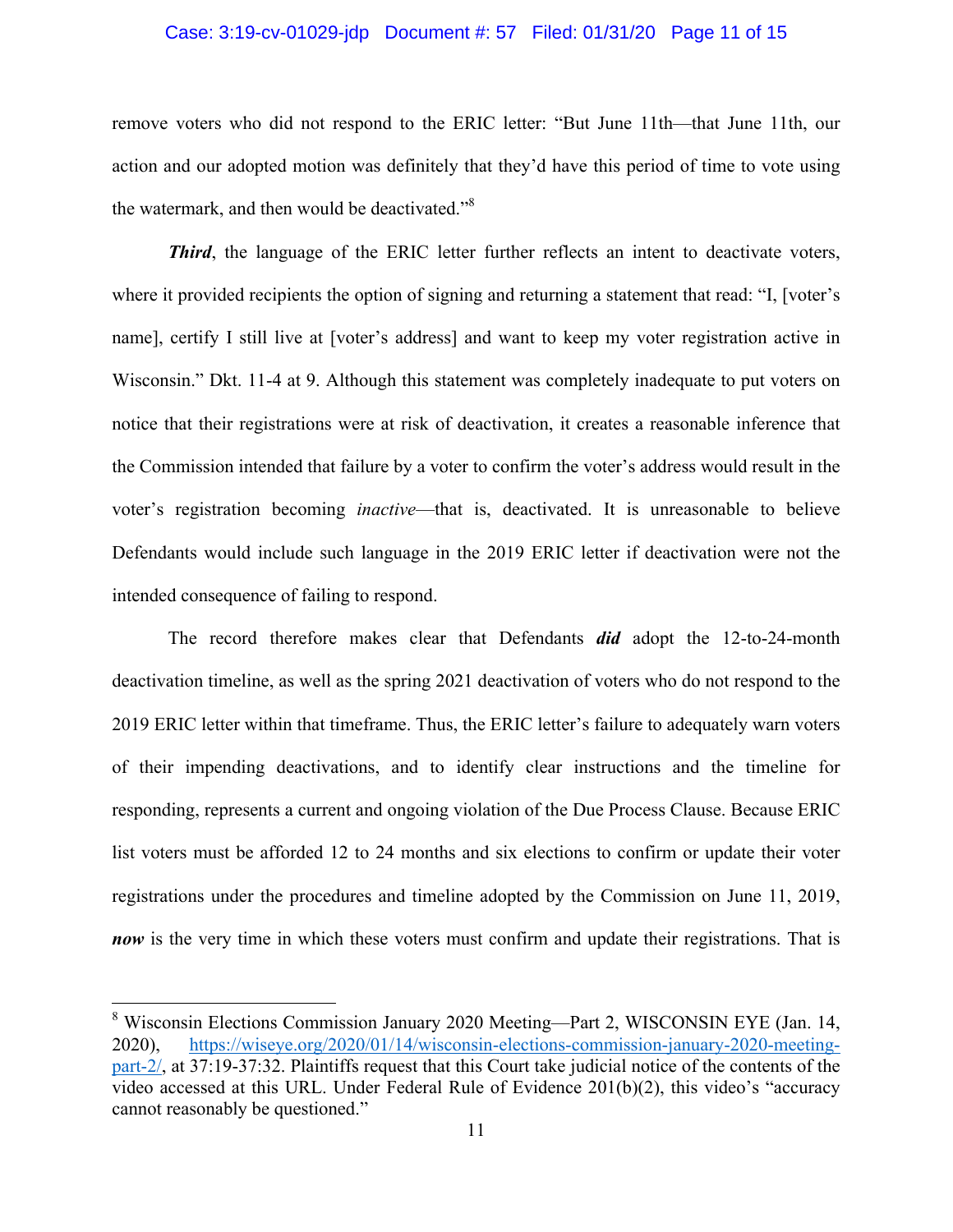remove voters who did not respond to the ERIC letter: "But June 11th—that June 11th, our action and our adopted motion was definitely that they'd have this period of time to vote using the watermark, and then would be deactivated."[8]

***Third***, the language of the ERIC letter further reflects an intent to deactivate voters, where it provided recipients the option of signing and returning a statement that read: "I, [voter's name], certify I still live at [voter's address] and want to keep my voter registration active in Wisconsin." Dkt. 11-4 at 9. Although this statement was completely inadequate to put voters on notice that their registrations were at risk of deactivation, it creates a reasonable inference that the Commission intended that failure by a voter to confirm the voter's address would result in the voter's registration becoming *inactive*—that is, deactivated. It is unreasonable to believe Defendants would include such language in the 2019 ERIC letter if deactivation were not the intended consequence of failing to respond.

The record therefore makes clear that Defendants ***did*** adopt the 12-to-24-month deactivation timeline, as well as the spring 2021 deactivation of voters who do not respond to the 2019 ERIC letter within that timeframe. Thus, the ERIC letter's failure to adequately warn voters of their impending deactivations, and to identify clear instructions and the timeline for responding, represents a current and ongoing violation of the Due Process Clause. Because ERIC list voters must be afforded 12 to 24 months and six elections to confirm or update their voter registrations under the procedures and timeline adopted by the Commission on June 11, 2019, ***now*** is the very time in which these voters must confirm and update their registrations. That is

---

[8] Wisconsin Elections Commission January 2020 Meeting—Part 2, WISCONSIN EYE (Jan. 14, 2020), [https://wiseye.org/2020/01/14/wisconsin-elections-commission-january-2020-meeting-part-2/](https://wiseye.org/2020/01/14/wisconsin-elections-commission-january-2020-meeting-part-2/), at 37:19-37:32. Plaintiffs request that this Court take judicial notice of the contents of the video accessed at this URL. Under Federal Rule of Evidence 201(b)(2), this video's "accuracy cannot reasonably be questioned."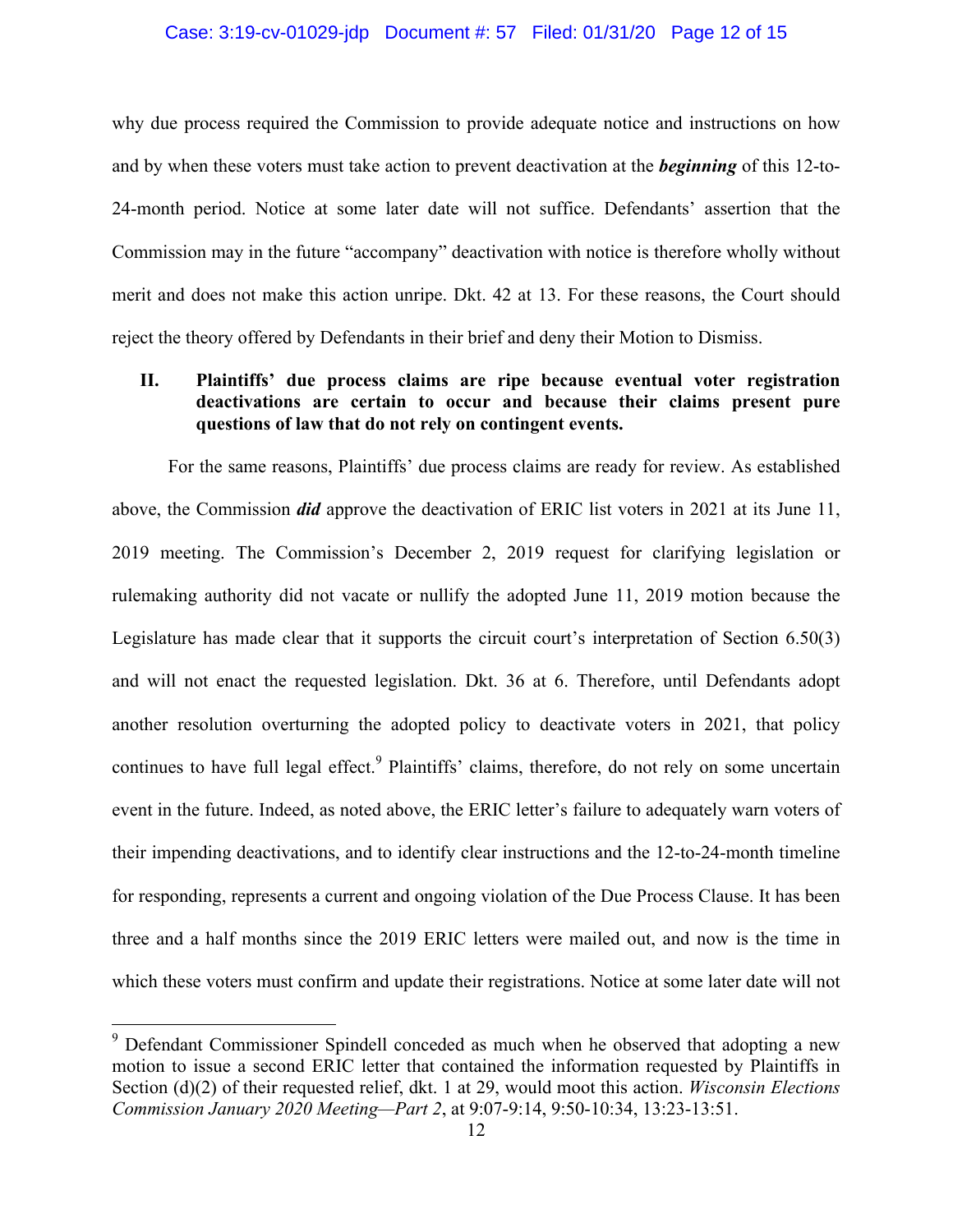why due process required the Commission to provide adequate notice and instructions on how and by when these voters must take action to prevent deactivation at the ***beginning*** of this 12-to-24-month period. Notice at some later date will not suffice. Defendants' assertion that the Commission may in the future "accompany" deactivation with notice is therefore wholly without merit and does not make this action unripe. Dkt. 42 at 13. For these reasons, the Court should reject the theory offered by Defendants in their brief and deny their Motion to Dismiss.

## II. Plaintiffs' due process claims are ripe because eventual voter registration deactivations are certain to occur and because their claims present pure questions of law that do not rely on contingent events.

For the same reasons, Plaintiffs' due process claims are ready for review. As established above, the Commission ***did*** approve the deactivation of ERIC list voters in 2021 at its June 11, 2019 meeting. The Commission's December 2, 2019 request for clarifying legislation or rulemaking authority did not vacate or nullify the adopted June 11, 2019 motion because the Legislature has made clear that it supports the circuit court's interpretation of Section 6.50(3) and will not enact the requested legislation. Dkt. 36 at 6. Therefore, until Defendants adopt another resolution overturning the adopted policy to deactivate voters in 2021, that policy continues to have full legal effect.[9] Plaintiffs' claims, therefore, do not rely on some uncertain event in the future. Indeed, as noted above, the ERIC letter's failure to adequately warn voters of their impending deactivations, and to identify clear instructions and the 12-to-24-month timeline for responding, represents a current and ongoing violation of the Due Process Clause. It has been three and a half months since the 2019 ERIC letters were mailed out, and now is the time in which these voters must confirm and update their registrations. Notice at some later date will not

[9] Defendant Commissioner Spindell conceded as much when he observed that adopting a new motion to issue a second ERIC letter that contained the information requested by Plaintiffs in Section (d)(2) of their requested relief, dkt. 1 at 29, would moot this action. *Wisconsin Elections Commission January 2020 Meeting—Part 2*, at 9:07-9:14, 9:50-10:34, 13:23-13:51.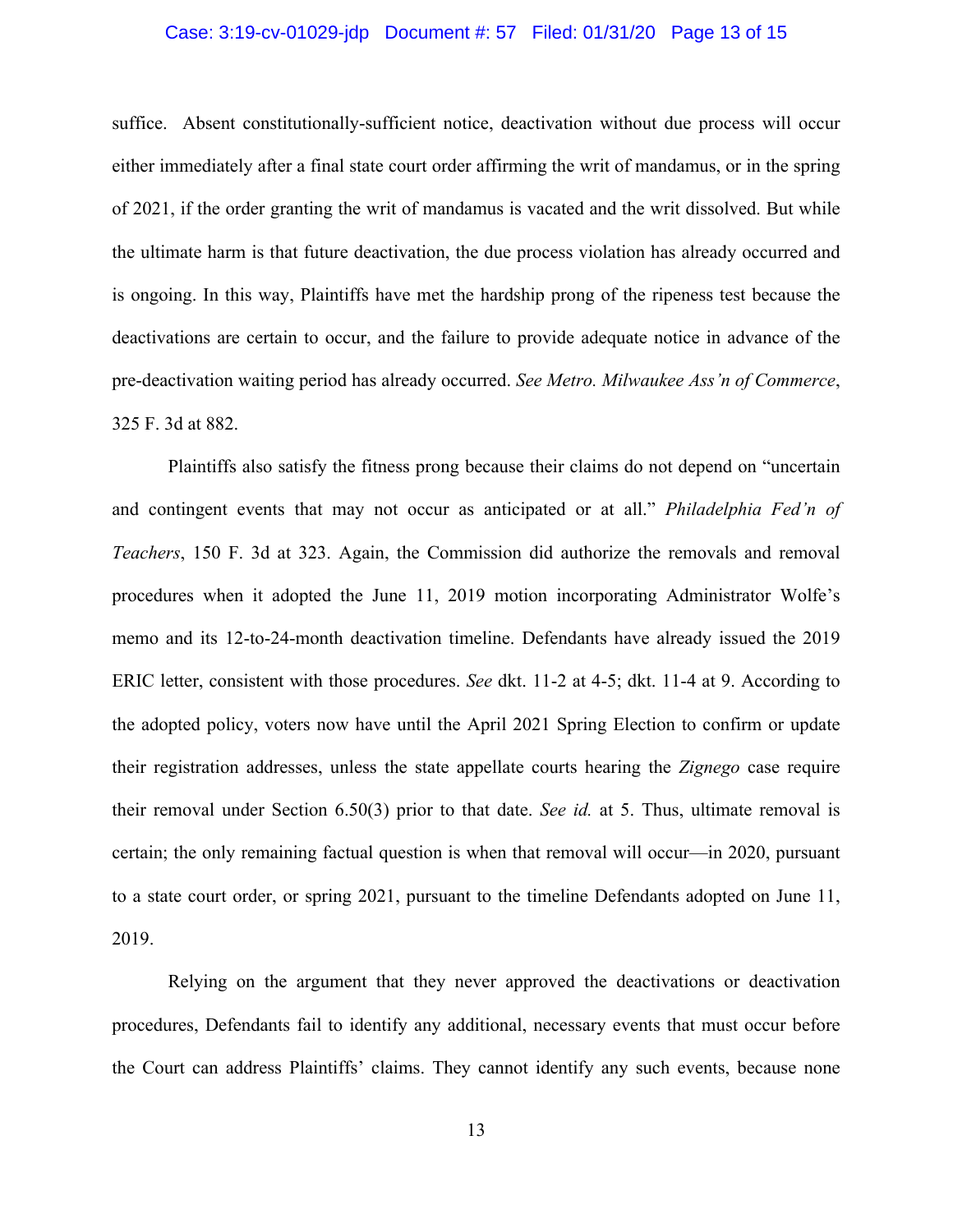suffice. Absent constitutionally-sufficient notice, deactivation without due process will occur either immediately after a final state court order affirming the writ of mandamus, or in the spring of 2021, if the order granting the writ of mandamus is vacated and the writ dissolved. But while the ultimate harm is that future deactivation, the due process violation has already occurred and is ongoing. In this way, Plaintiffs have met the hardship prong of the ripeness test because the deactivations are certain to occur, and the failure to provide adequate notice in advance of the pre-deactivation waiting period has already occurred. *See Metro. Milwaukee Ass'n of Commerce*, 325 F. 3d at 882.

Plaintiffs also satisfy the fitness prong because their claims do not depend on "uncertain and contingent events that may not occur as anticipated or at all." *Philadelphia Fed'n of Teachers*, 150 F. 3d at 323. Again, the Commission did authorize the removals and removal procedures when it adopted the June 11, 2019 motion incorporating Administrator Wolfe's memo and its 12-to-24-month deactivation timeline. Defendants have already issued the 2019 ERIC letter, consistent with those procedures. *See* dkt. 11-2 at 4-5; dkt. 11-4 at 9. According to the adopted policy, voters now have until the April 2021 Spring Election to confirm or update their registration addresses, unless the state appellate courts hearing the *Zignego* case require their removal under Section 6.50(3) prior to that date. *See id.* at 5. Thus, ultimate removal is certain; the only remaining factual question is when that removal will occur—in 2020, pursuant to a state court order, or spring 2021, pursuant to the timeline Defendants adopted on June 11, 2019.

Relying on the argument that they never approved the deactivations or deactivation procedures, Defendants fail to identify any additional, necessary events that must occur before the Court can address Plaintiffs' claims. They cannot identify any such events, because none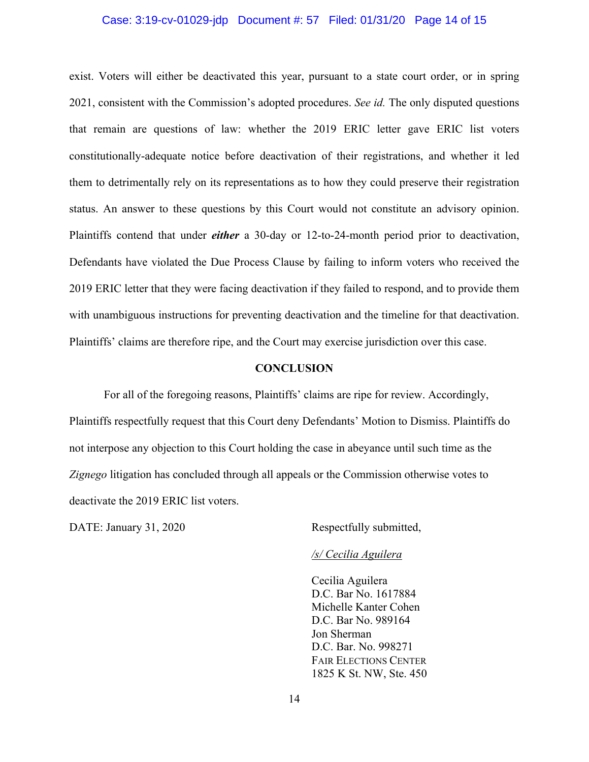exist. Voters will either be deactivated this year, pursuant to a state court order, or in spring 2021, consistent with the Commission's adopted procedures. *See id.* The only disputed questions that remain are questions of law: whether the 2019 ERIC letter gave ERIC list voters constitutionally-adequate notice before deactivation of their registrations, and whether it led them to detrimentally rely on its representations as to how they could preserve their registration status. An answer to these questions by this Court would not constitute an advisory opinion. Plaintiffs contend that under ***either*** a 30-day or 12-to-24-month period prior to deactivation, Defendants have violated the Due Process Clause by failing to inform voters who received the 2019 ERIC letter that they were facing deactivation if they failed to respond, and to provide them with unambiguous instructions for preventing deactivation and the timeline for that deactivation. Plaintiffs' claims are therefore ripe, and the Court may exercise jurisdiction over this case.

## CONCLUSION

For all of the foregoing reasons, Plaintiffs' claims are ripe for review. Accordingly, Plaintiffs respectfully request that this Court deny Defendants' Motion to Dismiss. Plaintiffs do not interpose any objection to this Court holding the case in abeyance until such time as the *Zignego* litigation has concluded through all appeals or the Commission otherwise votes to deactivate the 2019 ERIC list voters.

DATE: January 31, 2020

Respectfully submitted,

*/s/ Cecilia Aguilera*

Cecilia Aguilera
D.C. Bar No. 1617884
Michelle Kanter Cohen
D.C. Bar No. 989164
Jon Sherman
D.C. Bar. No. 998271
FAIR ELECTIONS CENTER
1825 K St. NW, Ste. 450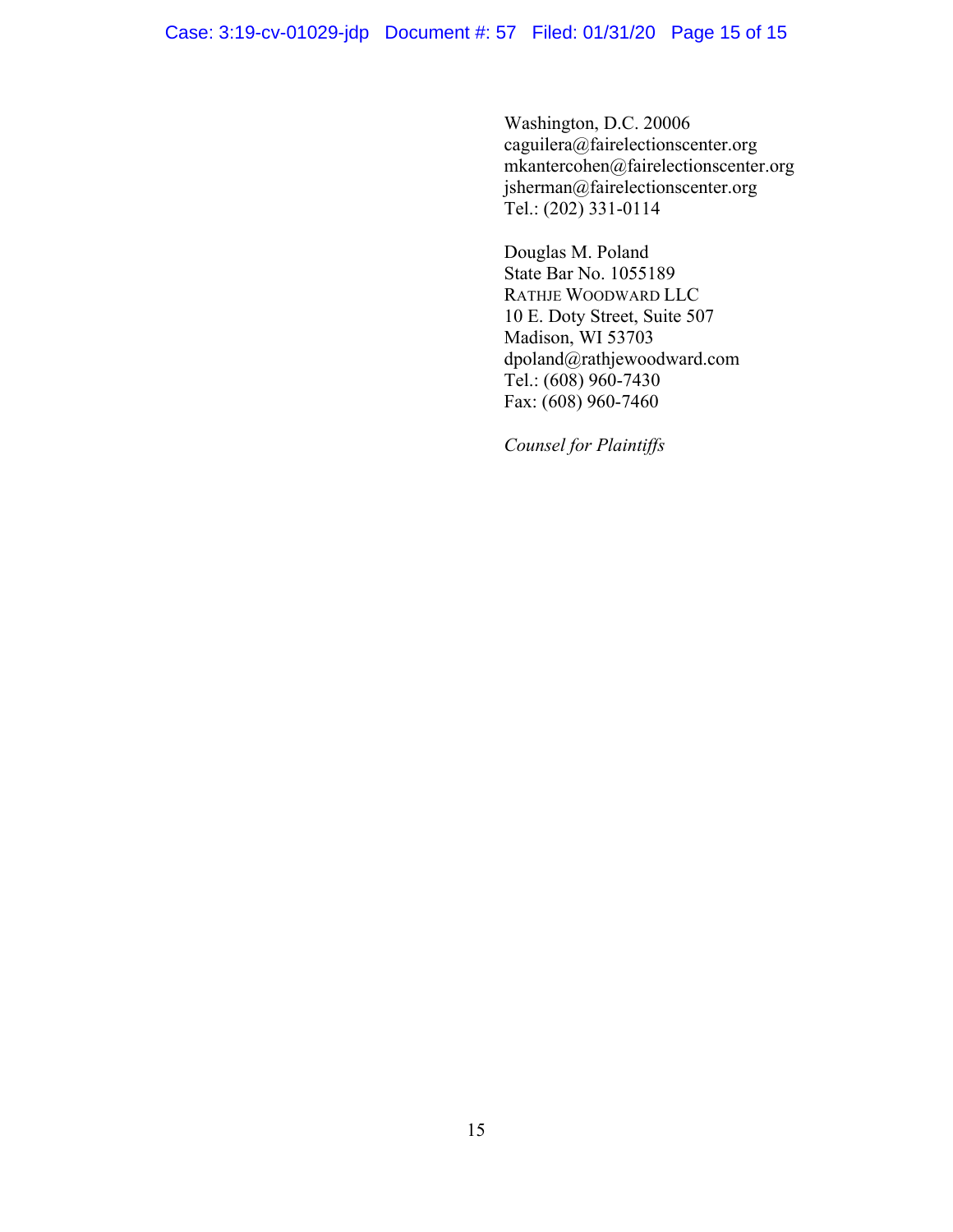Washington, D.C. 20006
caguilera@fairelectionscenter.org
mkantercohen@fairelectionscenter.org
jsherman@fairelectionscenter.org
Tel.: (202) 331-0114

Douglas M. Poland
State Bar No. 1055189
RATHJE WOODWARD LLC
10 E. Doty Street, Suite 507
Madison, WI 53703
dpoland@rathjewoodward.com
Tel.: (608) 960-7430
Fax: (608) 960-7460

*Counsel for Plaintiffs*